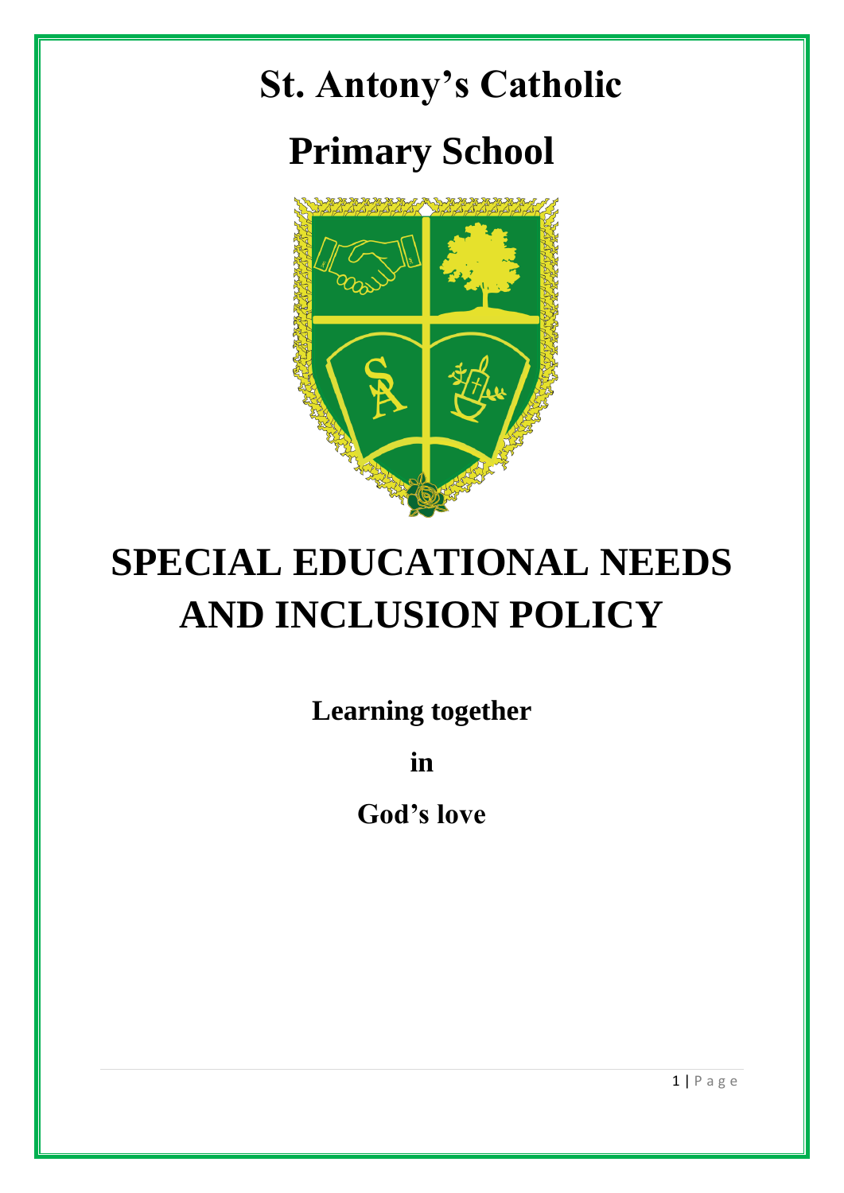# St. Antony's Catholic Primary School

# SPECIAL EDUCATIONAL NEEDS AND INCLUSION POLICY

**Learning together**

**in**

**God's love**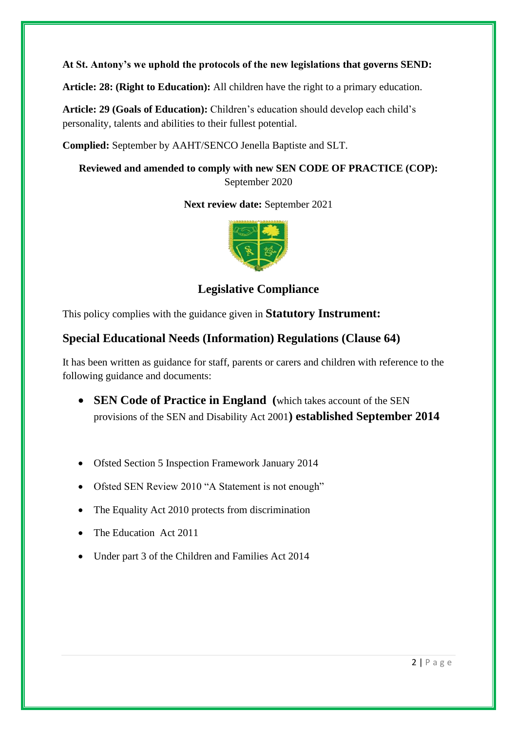**At St. Antony's we uphold the protocols of the new legislations that governs SEND:**

**Article: 28: (Right to Education):** All children have the right to a primary education.

**Article: 29 (Goals of Education):** Children's education should develop each child's personality, talents and abilities to their fullest potential.

**Complied:** September by AAHT/SENCO Jenella Baptiste and SLT.

**Reviewed and amended to comply with new SEN CODE OF PRACTICE (COP):** September 2020

**Next review date:** September 2021

## Legislative Compliance

This policy complies with the guidance given in **Statutory Instrument:**

## Special Educational Needs (Information) Regulations (Clause 64)

It has been written as guidance for staff, parents or carers and children with reference to the following guidance and documents:

- **SEN Code of Practice in England** (which takes account of the SEN provisions of the SEN and Disability Act 2001) **established September 2014**
- Ofsted Section 5 Inspection Framework January 2014
- Ofsted SEN Review 2010 "A Statement is not enough"
- The Equality Act 2010 protects from discrimination
- The Education Act 2011
- Under part 3 of the Children and Families Act 2014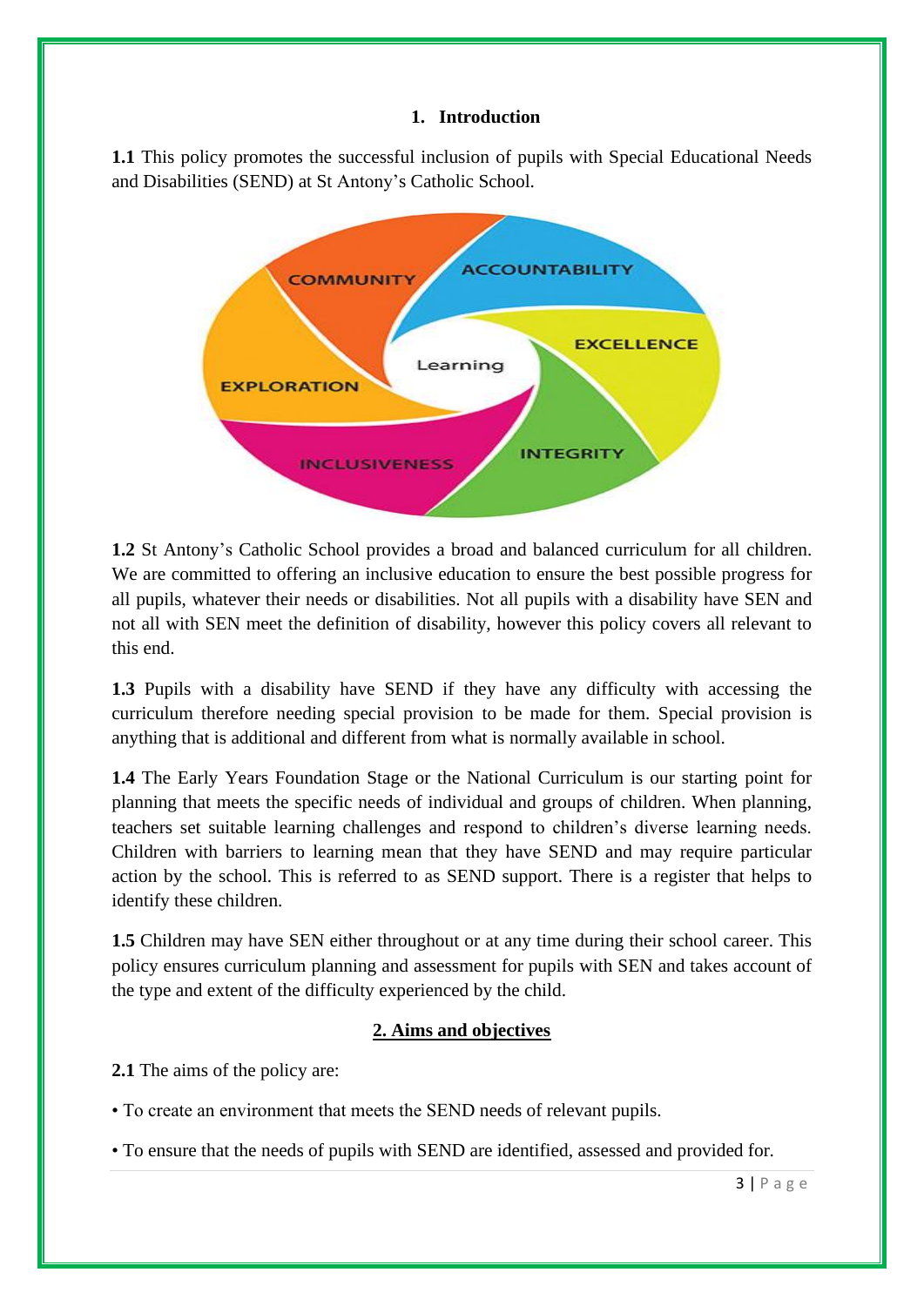## 1. Introduction

**1.1** This policy promotes the successful inclusion of pupils with Special Educational Needs and Disabilities (SEND) at St Antony's Catholic School.

**1.2** St Antony's Catholic School provides a broad and balanced curriculum for all children. We are committed to offering an inclusive education to ensure the best possible progress for all pupils, whatever their needs or disabilities. Not all pupils with a disability have SEN and not all with SEN meet the definition of disability, however this policy covers all relevant to this end.

**1.3** Pupils with a disability have SEND if they have any difficulty with accessing the curriculum therefore needing special provision to be made for them. Special provision is anything that is additional and different from what is normally available in school.

**1.4** The Early Years Foundation Stage or the National Curriculum is our starting point for planning that meets the specific needs of individual and groups of children. When planning, teachers set suitable learning challenges and respond to children's diverse learning needs. Children with barriers to learning mean that they have SEND and may require particular action by the school. This is referred to as SEND support. There is a register that helps to identify these children.

**1.5** Children may have SEN either throughout or at any time during their school career. This policy ensures curriculum planning and assessment for pupils with SEN and takes account of the type and extent of the difficulty experienced by the child.

## 2. Aims and objectives

**2.1** The aims of the policy are:

- To create an environment that meets the SEND needs of relevant pupils.
- To ensure that the needs of pupils with SEND are identified, assessed and provided for.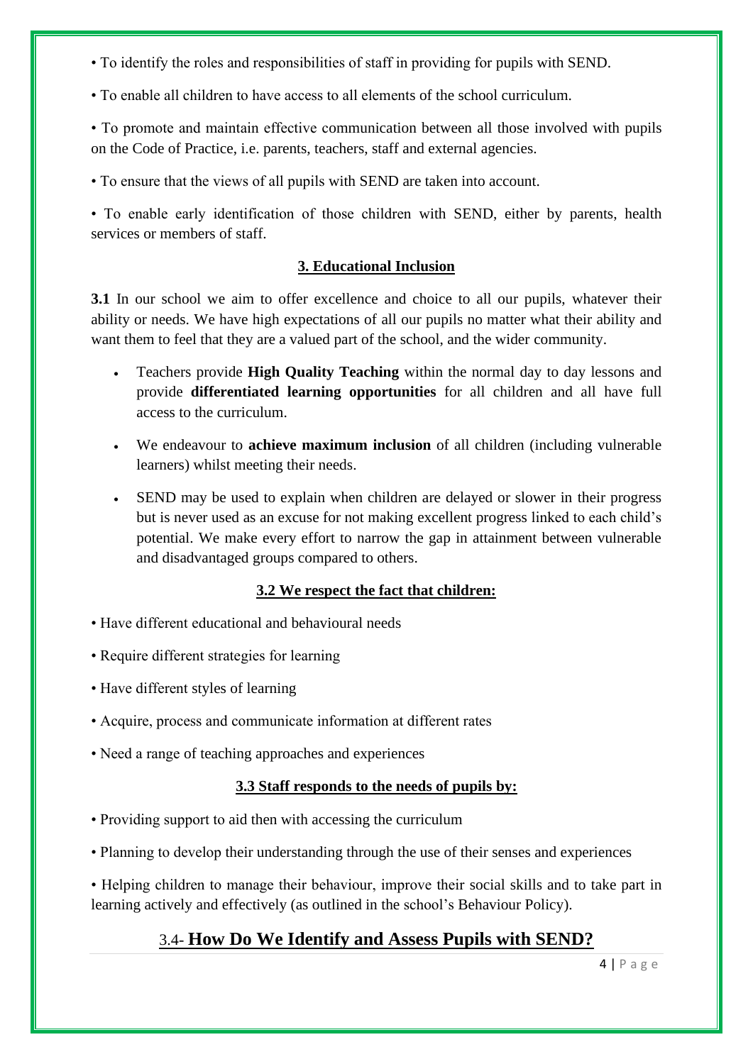• To identify the roles and responsibilities of staff in providing for pupils with SEND.

• To enable all children to have access to all elements of the school curriculum.

• To promote and maintain effective communication between all those involved with pupils on the Code of Practice, i.e. parents, teachers, staff and external agencies.

• To ensure that the views of all pupils with SEND are taken into account.

• To enable early identification of those children with SEND, either by parents, health services or members of staff.

## 3. Educational Inclusion

**3.1** In our school we aim to offer excellence and choice to all our pupils, whatever their ability or needs. We have high expectations of all our pupils no matter what their ability and want them to feel that they are a valued part of the school, and the wider community.

- Teachers provide **High Quality Teaching** within the normal day to day lessons and provide **differentiated learning opportunities** for all children and all have full access to the curriculum.
- We endeavour to **achieve maximum inclusion** of all children (including vulnerable learners) whilst meeting their needs.
- SEND may be used to explain when children are delayed or slower in their progress but is never used as an excuse for not making excellent progress linked to each child's potential. We make every effort to narrow the gap in attainment between vulnerable and disadvantaged groups compared to others.

### 3.2 We respect the fact that children:

• Have different educational and behavioural needs

• Require different strategies for learning

• Have different styles of learning

• Acquire, process and communicate information at different rates

• Need a range of teaching approaches and experiences

### 3.3 Staff responds to the needs of pupils by:

• Providing support to aid then with accessing the curriculum

• Planning to develop their understanding through the use of their senses and experiences

• Helping children to manage their behaviour, improve their social skills and to take part in learning actively and effectively (as outlined in the school's Behaviour Policy).

## 3.4- How Do We Identify and Assess Pupils with SEND?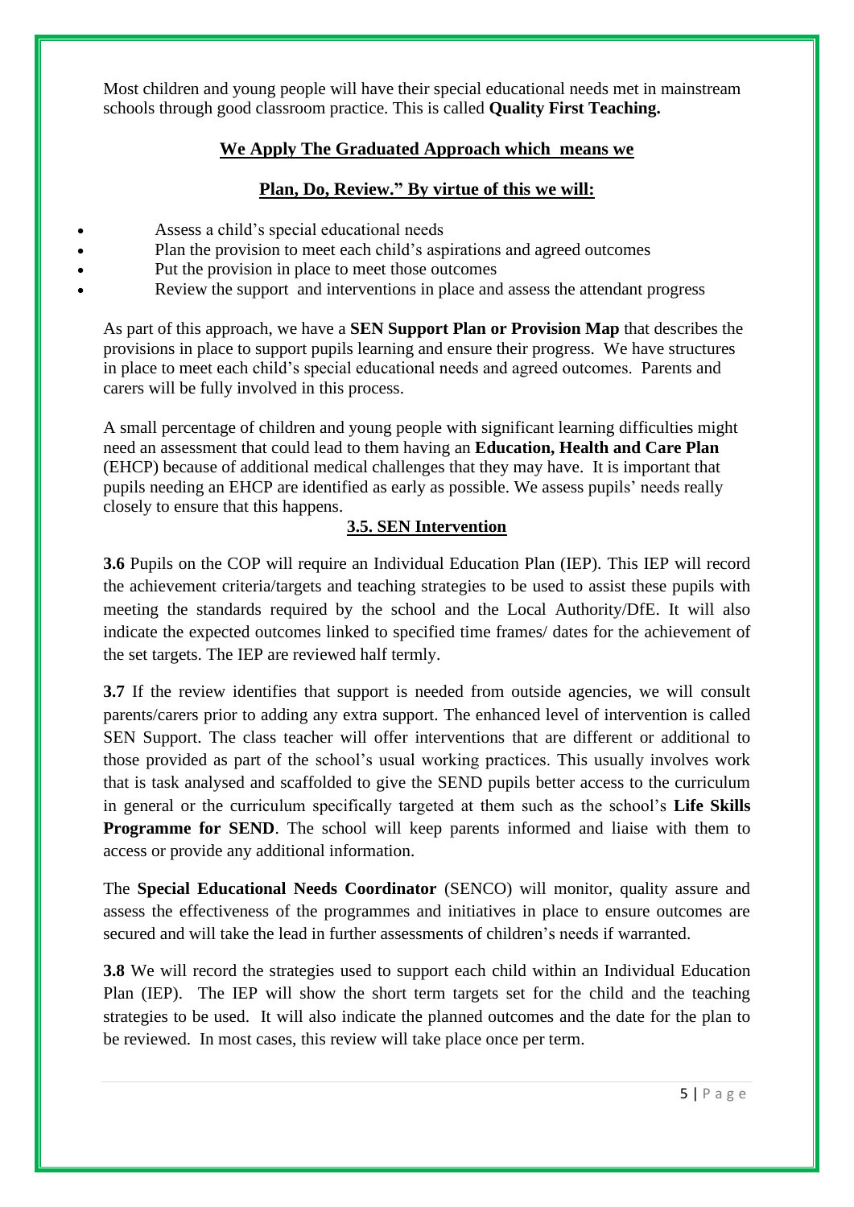Most children and young people will have their special educational needs met in mainstream schools through good classroom practice. This is called **Quality First Teaching.**

**We Apply The Graduated Approach which means we**

**Plan, Do, Review." By virtue of this we will:**

- Assess a child's special educational needs
- Plan the provision to meet each child's aspirations and agreed outcomes
- Put the provision in place to meet those outcomes
- Review the support and interventions in place and assess the attendant progress

As part of this approach, we have a **SEN Support Plan or Provision Map** that describes the provisions in place to support pupils learning and ensure their progress. We have structures in place to meet each child's special educational needs and agreed outcomes. Parents and carers will be fully involved in this process.

A small percentage of children and young people with significant learning difficulties might need an assessment that could lead to them having an **Education, Health and Care Plan** (EHCP) because of additional medical challenges that they may have. It is important that pupils needing an EHCP are identified as early as possible. We assess pupils' needs really closely to ensure that this happens.

## 3.5. SEN Intervention

**3.6** Pupils on the COP will require an Individual Education Plan (IEP). This IEP will record the achievement criteria/targets and teaching strategies to be used to assist these pupils with meeting the standards required by the school and the Local Authority/DfE. It will also indicate the expected outcomes linked to specified time frames/ dates for the achievement of the set targets. The IEP are reviewed half termly.

**3.7** If the review identifies that support is needed from outside agencies, we will consult parents/carers prior to adding any extra support. The enhanced level of intervention is called SEN Support. The class teacher will offer interventions that are different or additional to those provided as part of the school's usual working practices. This usually involves work that is task analysed and scaffolded to give the SEND pupils better access to the curriculum in general or the curriculum specifically targeted at them such as the school's **Life Skills Programme for SEND**. The school will keep parents informed and liaise with them to access or provide any additional information.

The **Special Educational Needs Coordinator** (SENCO) will monitor, quality assure and assess the effectiveness of the programmes and initiatives in place to ensure outcomes are secured and will take the lead in further assessments of children's needs if warranted.

**3.8** We will record the strategies used to support each child within an Individual Education Plan (IEP). The IEP will show the short term targets set for the child and the teaching strategies to be used. It will also indicate the planned outcomes and the date for the plan to be reviewed. In most cases, this review will take place once per term.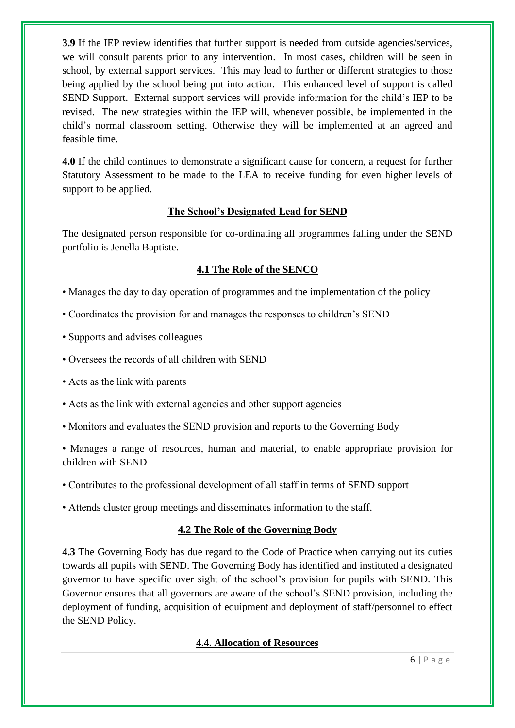**3.9** If the IEP review identifies that further support is needed from outside agencies/services, we will consult parents prior to any intervention. In most cases, children will be seen in school, by external support services. This may lead to further or different strategies to those being applied by the school being put into action. This enhanced level of support is called SEND Support. External support services will provide information for the child's IEP to be revised. The new strategies within the IEP will, whenever possible, be implemented in the child's normal classroom setting. Otherwise they will be implemented at an agreed and feasible time.

**4.0** If the child continues to demonstrate a significant cause for concern, a request for further Statutory Assessment to be made to the LEA to receive funding for even higher levels of support to be applied.

## The School's Designated Lead for SEND

The designated person responsible for co-ordinating all programmes falling under the SEND portfolio is Jenella Baptiste.

## 4.1 The Role of the SENCO

- Manages the day to day operation of programmes and the implementation of the policy
- Coordinates the provision for and manages the responses to children's SEND
- Supports and advises colleagues
- Oversees the records of all children with SEND
- Acts as the link with parents
- Acts as the link with external agencies and other support agencies
- Monitors and evaluates the SEND provision and reports to the Governing Body
- Manages a range of resources, human and material, to enable appropriate provision for children with SEND
- Contributes to the professional development of all staff in terms of SEND support
- Attends cluster group meetings and disseminates information to the staff.

## 4.2 The Role of the Governing Body

**4.3** The Governing Body has due regard to the Code of Practice when carrying out its duties towards all pupils with SEND. The Governing Body has identified and instituted a designated governor to have specific over sight of the school's provision for pupils with SEND. This Governor ensures that all governors are aware of the school's SEND provision, including the deployment of funding, acquisition of equipment and deployment of staff/personnel to effect the SEND Policy.

## 4.4. Allocation of Resources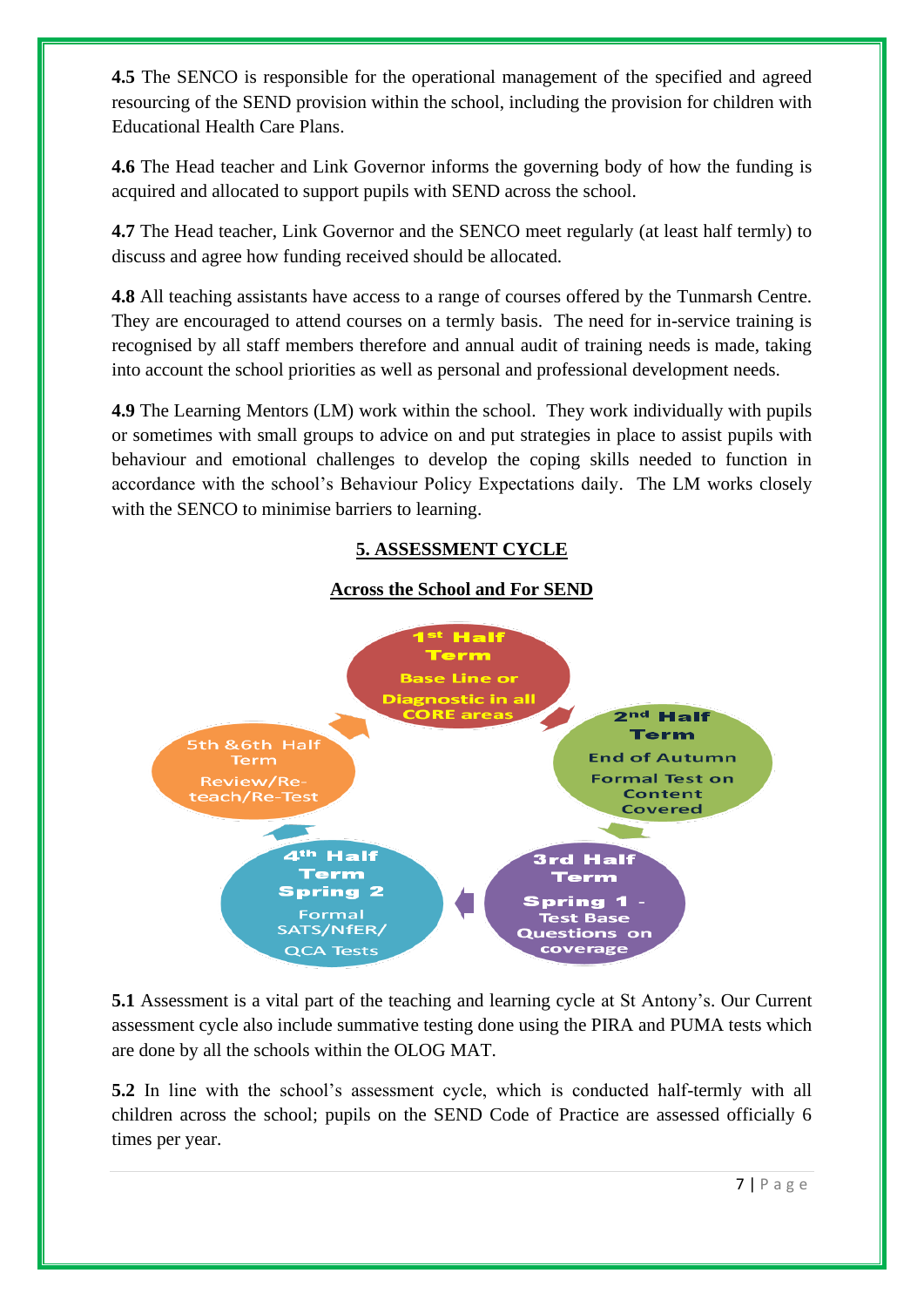**4.5** The SENCO is responsible for the operational management of the specified and agreed resourcing of the SEND provision within the school, including the provision for children with Educational Health Care Plans.

**4.6** The Head teacher and Link Governor informs the governing body of how the funding is acquired and allocated to support pupils with SEND across the school.

**4.7** The Head teacher, Link Governor and the SENCO meet regularly (at least half termly) to discuss and agree how funding received should be allocated.

**4.8** All teaching assistants have access to a range of courses offered by the Tunmarsh Centre. They are encouraged to attend courses on a termly basis. The need for in-service training is recognised by all staff members therefore and annual audit of training needs is made, taking into account the school priorities as well as personal and professional development needs.

**4.9** The Learning Mentors (LM) work within the school. They work individually with pupils or sometimes with small groups to advice on and put strategies in place to assist pupils with behaviour and emotional challenges to develop the coping skills needed to function in accordance with the school's Behaviour Policy Expectations daily. The LM works closely with the SENCO to minimise barriers to learning.

## 5. ASSESSMENT CYCLE

### Across the School and For SEND

- **1st Half Term** – Base Line or Diagnostic in all CORE areas
- **2nd Half Term** – End of Autumn Formal Test on Content Covered
- **3rd Half Term** – Spring 1 - Test Base Questions on coverage
- **4th Half Term** – Spring 2 Formal SATS/NfER/ QCA Tests
- **5th &6th Half Term** – Review/Re-teach/Re-Test

**5.1** Assessment is a vital part of the teaching and learning cycle at St Antony's. Our Current assessment cycle also include summative testing done using the PIRA and PUMA tests which are done by all the schools within the OLOG MAT.

**5.2** In line with the school's assessment cycle, which is conducted half-termly with all children across the school; pupils on the SEND Code of Practice are assessed officially 6 times per year.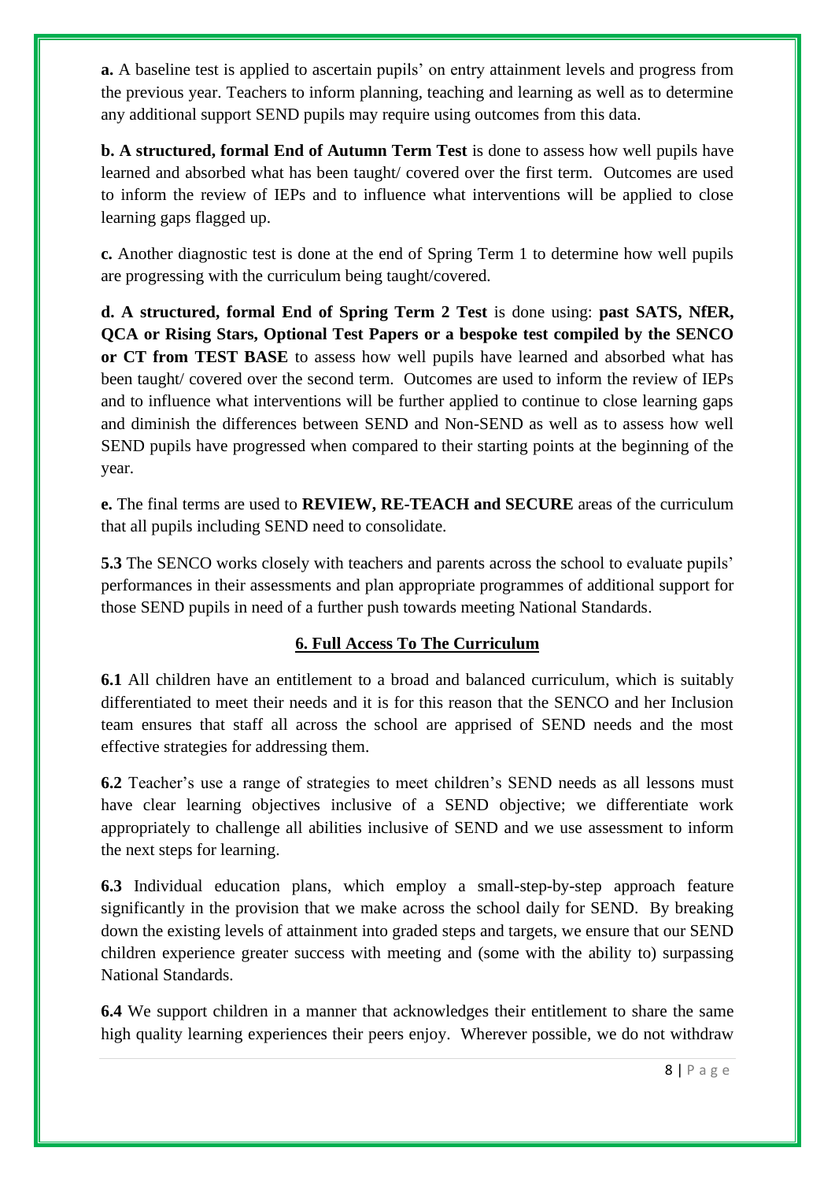**a.** A baseline test is applied to ascertain pupils' on entry attainment levels and progress from the previous year. Teachers to inform planning, teaching and learning as well as to determine any additional support SEND pupils may require using outcomes from this data.

**b. A structured, formal End of Autumn Term Test** is done to assess how well pupils have learned and absorbed what has been taught/ covered over the first term. Outcomes are used to inform the review of IEPs and to influence what interventions will be applied to close learning gaps flagged up.

**c.** Another diagnostic test is done at the end of Spring Term 1 to determine how well pupils are progressing with the curriculum being taught/covered.

**d. A structured, formal End of Spring Term 2 Test** is done using: **past SATS, NfER, QCA or Rising Stars, Optional Test Papers or a bespoke test compiled by the SENCO or CT from TEST BASE** to assess how well pupils have learned and absorbed what has been taught/ covered over the second term. Outcomes are used to inform the review of IEPs and to influence what interventions will be further applied to continue to close learning gaps and diminish the differences between SEND and Non-SEND as well as to assess how well SEND pupils have progressed when compared to their starting points at the beginning of the year.

**e.** The final terms are used to **REVIEW, RE-TEACH and SECURE** areas of the curriculum that all pupils including SEND need to consolidate.

**5.3** The SENCO works closely with teachers and parents across the school to evaluate pupils' performances in their assessments and plan appropriate programmes of additional support for those SEND pupils in need of a further push towards meeting National Standards.

## 6. Full Access To The Curriculum

**6.1** All children have an entitlement to a broad and balanced curriculum, which is suitably differentiated to meet their needs and it is for this reason that the SENCO and her Inclusion team ensures that staff all across the school are apprised of SEND needs and the most effective strategies for addressing them.

**6.2** Teacher's use a range of strategies to meet children's SEND needs as all lessons must have clear learning objectives inclusive of a SEND objective; we differentiate work appropriately to challenge all abilities inclusive of SEND and we use assessment to inform the next steps for learning.

**6.3** Individual education plans, which employ a small-step-by-step approach feature significantly in the provision that we make across the school daily for SEND. By breaking down the existing levels of attainment into graded steps and targets, we ensure that our SEND children experience greater success with meeting and (some with the ability to) surpassing National Standards.

**6.4** We support children in a manner that acknowledges their entitlement to share the same high quality learning experiences their peers enjoy. Wherever possible, we do not withdraw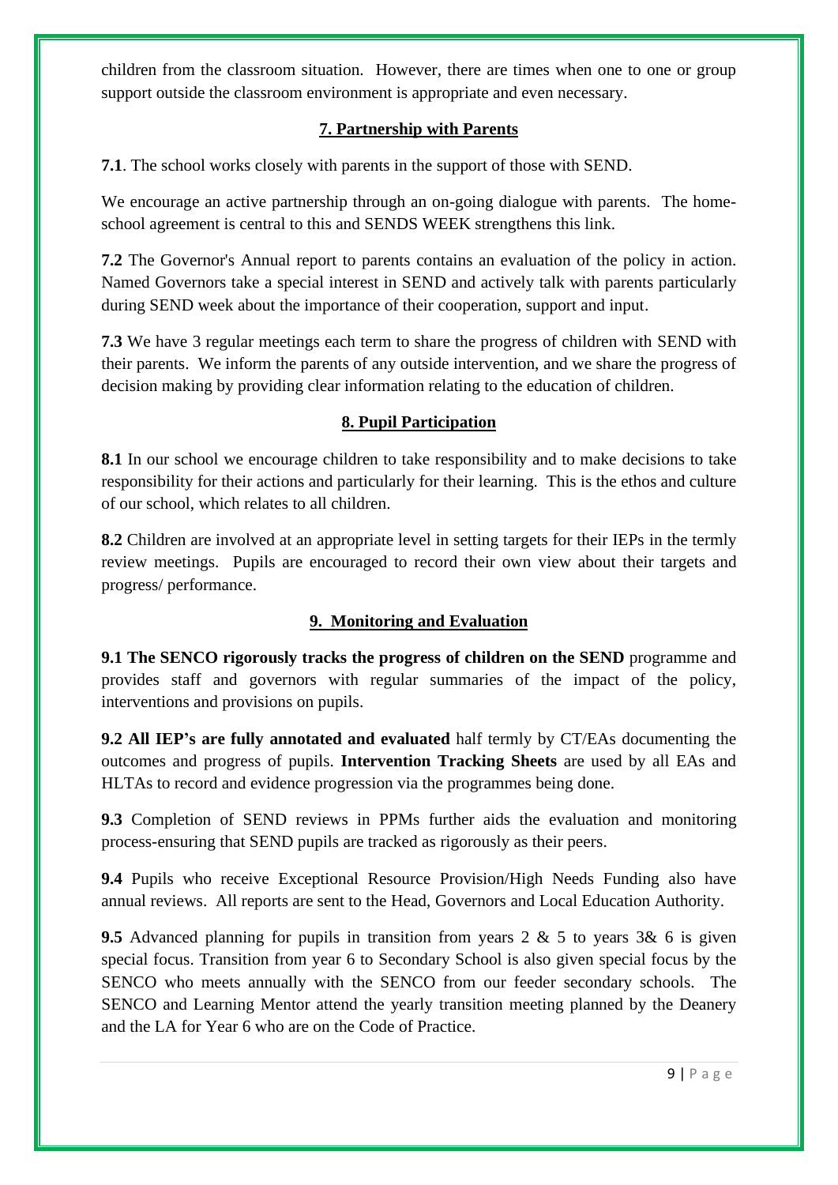children from the classroom situation. However, there are times when one to one or group support outside the classroom environment is appropriate and even necessary.

## 7. Partnership with Parents

**7.1**. The school works closely with parents in the support of those with SEND.

We encourage an active partnership through an on-going dialogue with parents. The home-school agreement is central to this and SENDS WEEK strengthens this link.

**7.2** The Governor's Annual report to parents contains an evaluation of the policy in action. Named Governors take a special interest in SEND and actively talk with parents particularly during SEND week about the importance of their cooperation, support and input.

**7.3** We have 3 regular meetings each term to share the progress of children with SEND with their parents. We inform the parents of any outside intervention, and we share the progress of decision making by providing clear information relating to the education of children.

## 8. Pupil Participation

**8.1** In our school we encourage children to take responsibility and to make decisions to take responsibility for their actions and particularly for their learning. This is the ethos and culture of our school, which relates to all children.

**8.2** Children are involved at an appropriate level in setting targets for their IEPs in the termly review meetings. Pupils are encouraged to record their own view about their targets and progress/ performance.

## 9. Monitoring and Evaluation

**9.1 The SENCO rigorously tracks the progress of children on the SEND** programme and provides staff and governors with regular summaries of the impact of the policy, interventions and provisions on pupils.

**9.2 All IEP's are fully annotated and evaluated** half termly by CT/EAs documenting the outcomes and progress of pupils. **Intervention Tracking Sheets** are used by all EAs and HLTAs to record and evidence progression via the programmes being done.

**9.3** Completion of SEND reviews in PPMs further aids the evaluation and monitoring process-ensuring that SEND pupils are tracked as rigorously as their peers.

**9.4** Pupils who receive Exceptional Resource Provision/High Needs Funding also have annual reviews. All reports are sent to the Head, Governors and Local Education Authority.

**9.5** Advanced planning for pupils in transition from years 2 & 5 to years 3& 6 is given special focus. Transition from year 6 to Secondary School is also given special focus by the SENCO who meets annually with the SENCO from our feeder secondary schools. The SENCO and Learning Mentor attend the yearly transition meeting planned by the Deanery and the LA for Year 6 who are on the Code of Practice.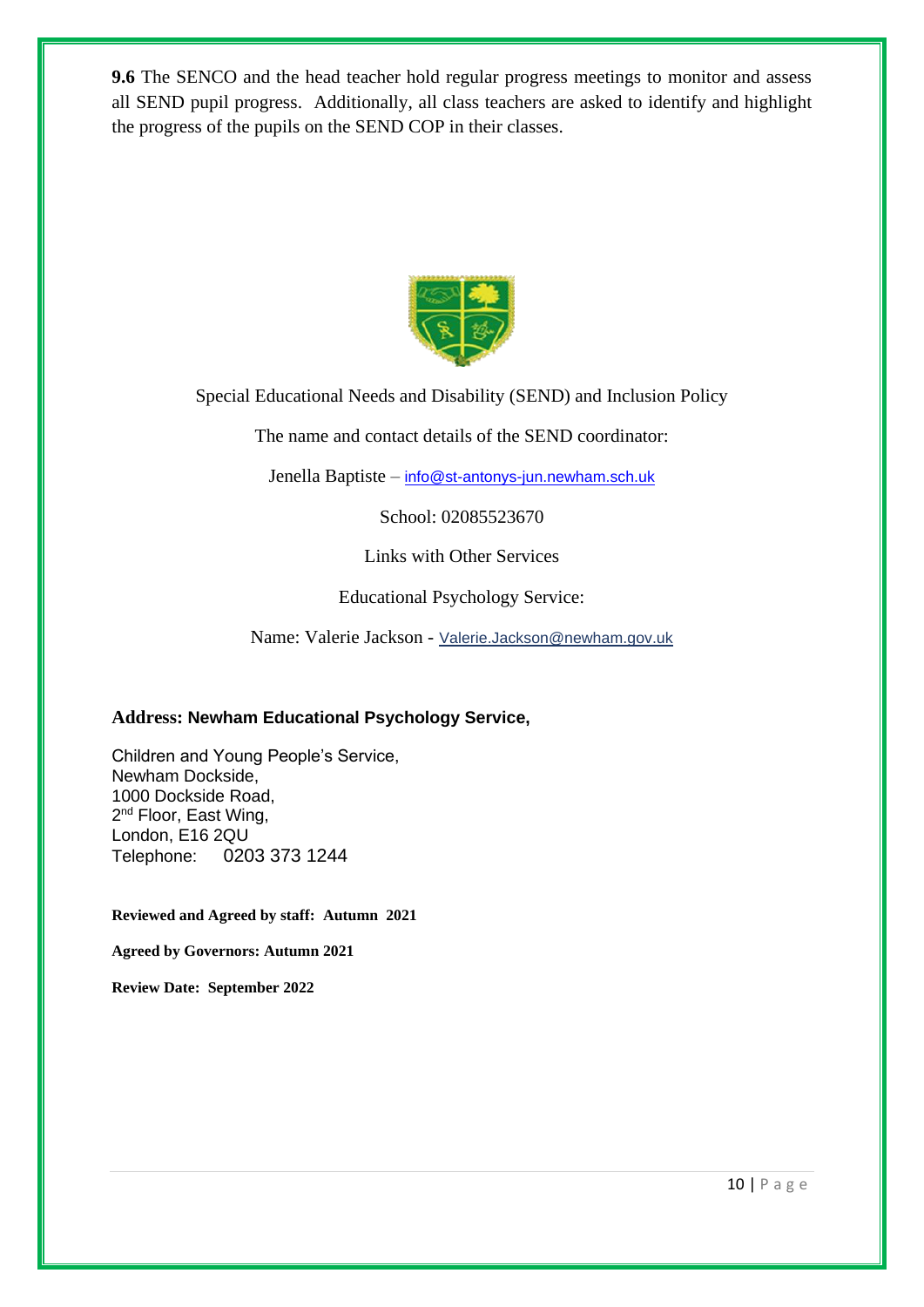**9.6** The SENCO and the head teacher hold regular progress meetings to monitor and assess all SEND pupil progress. Additionally, all class teachers are asked to identify and highlight the progress of the pupils on the SEND COP in their classes.

Special Educational Needs and Disability (SEND) and Inclusion Policy

The name and contact details of the SEND coordinator:

Jenella Baptiste – info@st-antonys-jun.newham.sch.uk

School: 02085523670

Links with Other Services

Educational Psychology Service:

Name: Valerie Jackson - Valerie.Jackson@newham.gov.uk

**Address: Newham Educational Psychology Service,**

Children and Young People's Service,
Newham Dockside,
1000 Dockside Road,
2nd Floor, East Wing,
London, E16 2QU
Telephone: 0203 373 1244

**Reviewed and Agreed by staff: Autumn 2021**

**Agreed by Governors: Autumn 2021**

**Review Date: September 2022**